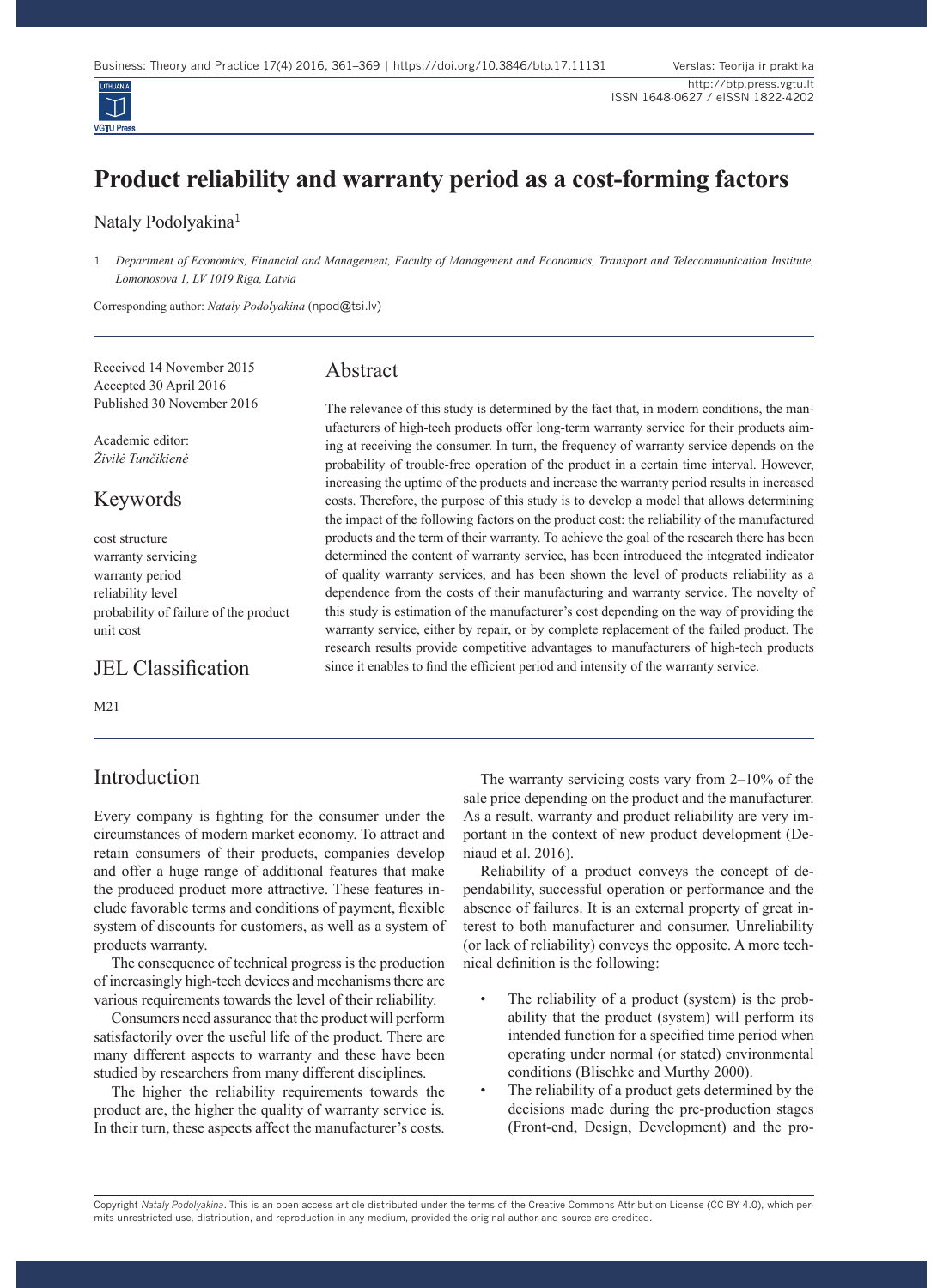# Product reliability and warranty period as a cost-forming factors

Nataly Podolyakina[1]

1 *Department of Economics, Financial and Management, Faculty of Management and Economics, Transport and Telecommunication Institute, Lomonosova 1, LV 1019 Riga, Latvia*

Corresponding author: *Nataly Podolyakina* (npod@tsi.lv)

Received 14 November 2015
Accepted 30 April 2016
Published 30 November 2016

Academic editor:
*Živilė Tunčikienė*

## Keywords

cost structure
warranty servicing
warranty period
reliability level
probability of failure of the product
unit cost

## JEL Classification

M21

## Abstract

The relevance of this study is determined by the fact that, in modern conditions, the manufacturers of high-tech products offer long-term warranty service for their products aiming at receiving the consumer. In turn, the frequency of warranty service depends on the probability of trouble-free operation of the product in a certain time interval. However, increasing the uptime of the products and increase the warranty period results in increased costs. Therefore, the purpose of this study is to develop a model that allows determining the impact of the following factors on the product cost: the reliability of the manufactured products and the term of their warranty. To achieve the goal of the research there has been determined the content of warranty service, has been introduced the integrated indicator of quality warranty services, and has been shown the level of products reliability as a dependence from the costs of their manufacturing and warranty service. The novelty of this study is estimation of the manufacturer's cost depending on the way of providing the warranty service, either by repair, or by complete replacement of the failed product. The research results provide competitive advantages to manufacturers of high-tech products since it enables to find the efficient period and intensity of the warranty service.

## Introduction

Every company is fighting for the consumer under the circumstances of modern market economy. To attract and retain consumers of their products, companies develop and offer a huge range of additional features that make the produced product more attractive. These features include favorable terms and conditions of payment, flexible system of discounts for customers, as well as a system of products warranty.

The consequence of technical progress is the production of increasingly high-tech devices and mechanisms there are various requirements towards the level of their reliability.

Consumers need assurance that the product will perform satisfactorily over the useful life of the product. There are many different aspects to warranty and these have been studied by researchers from many different disciplines.

The higher the reliability requirements towards the product are, the higher the quality of warranty service is. In their turn, these aspects affect the manufacturer's costs.

The warranty servicing costs vary from 2–10% of the sale price depending on the product and the manufacturer. As a result, warranty and product reliability are very important in the context of new product development (Deniaud et al. 2016).

Reliability of a product conveys the concept of dependability, successful operation or performance and the absence of failures. It is an external property of great interest to both manufacturer and consumer. Unreliability (or lack of reliability) conveys the opposite. A more technical definition is the following:

- The reliability of a product (system) is the probability that the product (system) will perform its intended function for a specified time period when operating under normal (or stated) environmental conditions (Blischke and Murthy 2000).
- The reliability of a product gets determined by the decisions made during the pre-production stages (Front-end, Design, Development) and the pro-

Copyright *Nataly Podolyakina*. This is an open access article distributed under the terms of the Creative Commons Attribution License (CC BY 4.0), which permits unrestricted use, distribution, and reproduction in any medium, provided the original author and source are credited.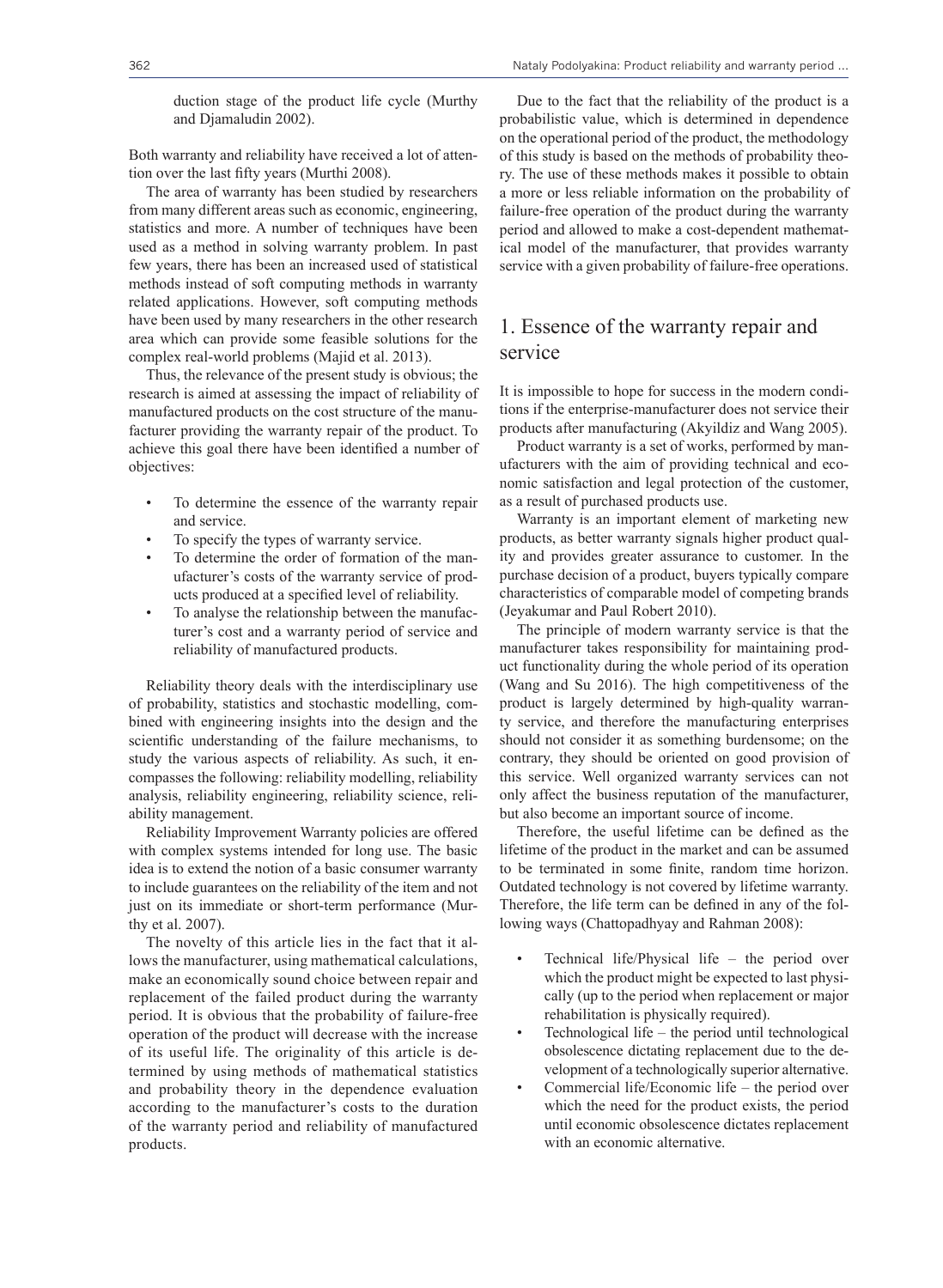duction stage of the product life cycle (Murthy and Djamaludin 2002).

Both warranty and reliability have received a lot of attention over the last fifty years (Murthi 2008).

The area of warranty has been studied by researchers from many different areas such as economic, engineering, statistics and more. A number of techniques have been used as a method in solving warranty problem. In past few years, there has been an increased used of statistical methods instead of soft computing methods in warranty related applications. However, soft computing methods have been used by many researchers in the other research area which can provide some feasible solutions for the complex real-world problems (Majid et al. 2013).

Thus, the relevance of the present study is obvious; the research is aimed at assessing the impact of reliability of manufactured products on the cost structure of the manufacturer providing the warranty repair of the product. To achieve this goal there have been identified a number of objectives:

- To determine the essence of the warranty repair and service.
- To specify the types of warranty service.
- To determine the order of formation of the manufacturer's costs of the warranty service of products produced at a specified level of reliability.
- To analyse the relationship between the manufacturer's cost and a warranty period of service and reliability of manufactured products.

Reliability theory deals with the interdisciplinary use of probability, statistics and stochastic modelling, combined with engineering insights into the design and the scientific understanding of the failure mechanisms, to study the various aspects of reliability. As such, it encompasses the following: reliability modelling, reliability analysis, reliability engineering, reliability science, reliability management.

Reliability Improvement Warranty policies are offered with complex systems intended for long use. The basic idea is to extend the notion of a basic consumer warranty to include guarantees on the reliability of the item and not just on its immediate or short-term performance (Murthy et al. 2007).

The novelty of this article lies in the fact that it allows the manufacturer, using mathematical calculations, make an economically sound choice between repair and replacement of the failed product during the warranty period. It is obvious that the probability of failure-free operation of the product will decrease with the increase of its useful life. The originality of this article is determined by using methods of mathematical statistics and probability theory in the dependence evaluation according to the manufacturer's costs to the duration of the warranty period and reliability of manufactured products.

Due to the fact that the reliability of the product is a probabilistic value, which is determined in dependence on the operational period of the product, the methodology of this study is based on the methods of probability theory. The use of these methods makes it possible to obtain a more or less reliable information on the probability of failure-free operation of the product during the warranty period and allowed to make a cost-dependent mathematical model of the manufacturer, that provides warranty service with a given probability of failure-free operations.

# 1. Essence of the warranty repair and service

It is impossible to hope for success in the modern conditions if the enterprise-manufacturer does not service their products after manufacturing (Akyildiz and Wang 2005).

Product warranty is a set of works, performed by manufacturers with the aim of providing technical and economic satisfaction and legal protection of the customer, as a result of purchased products use.

Warranty is an important element of marketing new products, as better warranty signals higher product quality and provides greater assurance to customer. In the purchase decision of a product, buyers typically compare characteristics of comparable model of competing brands (Jeyakumar and Paul Robert 2010).

The principle of modern warranty service is that the manufacturer takes responsibility for maintaining product functionality during the whole period of its operation (Wang and Su 2016). The high competitiveness of the product is largely determined by high-quality warranty service, and therefore the manufacturing enterprises should not consider it as something burdensome; on the contrary, they should be oriented on good provision of this service. Well organized warranty services can not only affect the business reputation of the manufacturer, but also become an important source of income.

Therefore, the useful lifetime can be defined as the lifetime of the product in the market and can be assumed to be terminated in some finite, random time horizon. Outdated technology is not covered by lifetime warranty. Therefore, the life term can be defined in any of the following ways (Chattopadhyay and Rahman 2008):

- Technical life/Physical life – the period over which the product might be expected to last physically (up to the period when replacement or major rehabilitation is physically required).
- Technological life – the period until technological obsolescence dictating replacement due to the development of a technologically superior alternative.
- Commercial life/Economic life – the period over which the need for the product exists, the period until economic obsolescence dictates replacement with an economic alternative.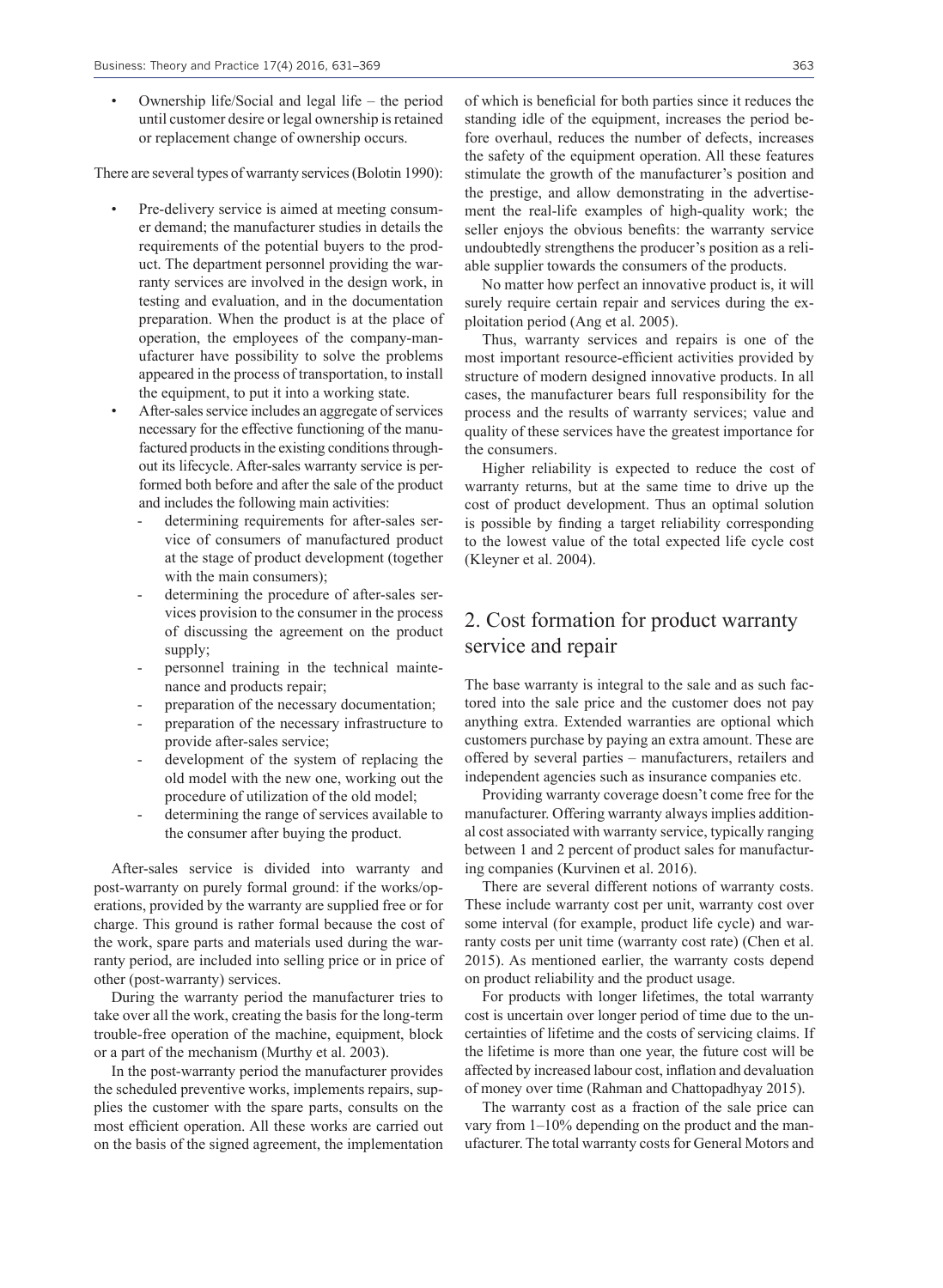- Ownership life/Social and legal life – the period until customer desire or legal ownership is retained or replacement change of ownership occurs.

There are several types of warranty services (Bolotin 1990):

- Pre-delivery service is aimed at meeting consumer demand; the manufacturer studies in details the requirements of the potential buyers to the product. The department personnel providing the warranty services are involved in the design work, in testing and evaluation, and in the documentation preparation. When the product is at the place of operation, the employees of the company-manufacturer have possibility to solve the problems appeared in the process of transportation, to install the equipment, to put it into a working state.
- After-sales service includes an aggregate of services necessary for the effective functioning of the manufactured products in the existing conditions throughout its lifecycle. After-sales warranty service is performed both before and after the sale of the product and includes the following main activities:
  - determining requirements for after-sales service of consumers of manufactured product at the stage of product development (together with the main consumers);
  - determining the procedure of after-sales services provision to the consumer in the process of discussing the agreement on the product supply;
  - personnel training in the technical maintenance and products repair;
  - preparation of the necessary documentation;
  - preparation of the necessary infrastructure to provide after-sales service;
  - development of the system of replacing the old model with the new one, working out the procedure of utilization of the old model;
  - determining the range of services available to the consumer after buying the product.

After-sales service is divided into warranty and post-warranty on purely formal ground: if the works/operations, provided by the warranty are supplied free or for charge. This ground is rather formal because the cost of the work, spare parts and materials used during the warranty period, are included into selling price or in price of other (post-warranty) services.

During the warranty period the manufacturer tries to take over all the work, creating the basis for the long-term trouble-free operation of the machine, equipment, block or a part of the mechanism (Murthy et al. 2003).

In the post-warranty period the manufacturer provides the scheduled preventive works, implements repairs, supplies the customer with the spare parts, consults on the most efficient operation. All these works are carried out on the basis of the signed agreement, the implementation of which is beneficial for both parties since it reduces the standing idle of the equipment, increases the period before overhaul, reduces the number of defects, increases the safety of the equipment operation. All these features stimulate the growth of the manufacturer's position and the prestige, and allow demonstrating in the advertisement the real-life examples of high-quality work; the seller enjoys the obvious benefits: the warranty service undoubtedly strengthens the producer's position as a reliable supplier towards the consumers of the products.

No matter how perfect an innovative product is, it will surely require certain repair and services during the exploitation period (Ang et al. 2005).

Thus, warranty services and repairs is one of the most important resource-efficient activities provided by structure of modern designed innovative products. In all cases, the manufacturer bears full responsibility for the process and the results of warranty services; value and quality of these services have the greatest importance for the consumers.

Higher reliability is expected to reduce the cost of warranty returns, but at the same time to drive up the cost of product development. Thus an optimal solution is possible by finding a target reliability corresponding to the lowest value of the total expected life cycle cost (Kleyner et al. 2004).

## 2. Cost formation for product warranty service and repair

The base warranty is integral to the sale and as such factored into the sale price and the customer does not pay anything extra. Extended warranties are optional which customers purchase by paying an extra amount. These are offered by several parties – manufacturers, retailers and independent agencies such as insurance companies etc.

Providing warranty coverage doesn't come free for the manufacturer. Offering warranty always implies additional cost associated with warranty service, typically ranging between 1 and 2 percent of product sales for manufacturing companies (Kurvinen et al. 2016).

There are several different notions of warranty costs. These include warranty cost per unit, warranty cost over some interval (for example, product life cycle) and warranty costs per unit time (warranty cost rate) (Chen et al. 2015). As mentioned earlier, the warranty costs depend on product reliability and the product usage.

For products with longer lifetimes, the total warranty cost is uncertain over longer period of time due to the uncertainties of lifetime and the costs of servicing claims. If the lifetime is more than one year, the future cost will be affected by increased labour cost, inflation and devaluation of money over time (Rahman and Chattopadhyay 2015).

The warranty cost as a fraction of the sale price can vary from 1–10% depending on the product and the manufacturer. The total warranty costs for General Motors and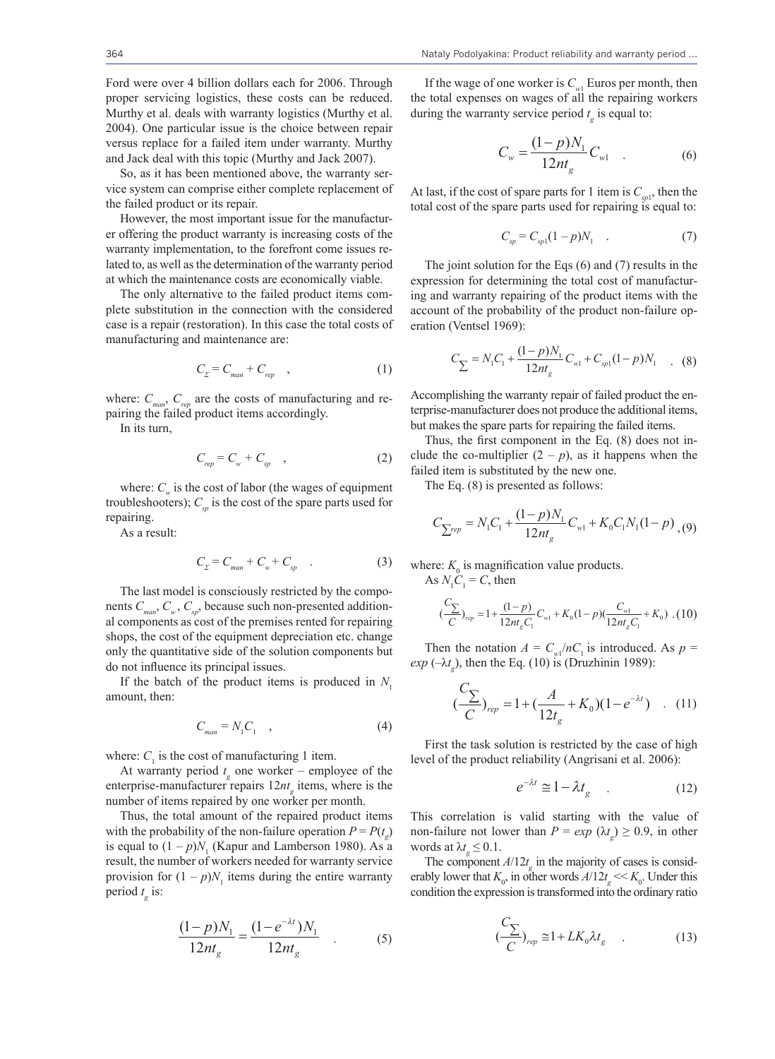Ford were over 4 billion dollars each for 2006. Through proper servicing logistics, these costs can be reduced. Murthy et al. deals with warranty logistics (Murthy et al. 2004). One particular issue is the choice between repair versus replace for a failed item under warranty. Murthy and Jack deal with this topic (Murthy and Jack 2007).

So, as it has been mentioned above, the warranty service system can comprise either complete replacement of the failed product or its repair.

However, the most important issue for the manufacturer offering the product warranty is increasing costs of the warranty implementation, to the forefront come issues related to, as well as the determination of the warranty period at which the maintenance costs are economically viable.

The only alternative to the failed product items complete substitution in the connection with the considered case is a repair (restoration). In this case the total costs of manufacturing and maintenance are:

$$C_{\Sigma} = C_{man} + C_{rep} \quad , \tag{1}$$

where: $C_{man}$, $C_{rep}$ are the costs of manufacturing and repairing the failed product items accordingly.

In its turn,

$$C_{rep} = C_w + C_{sp} \quad , \tag{2}$$

where: $C_w$ is the cost of labor (the wages of equipment troubleshooters); $C_{sp}$ is the cost of the spare parts used for repairing.

As a result:

$$C_{\Sigma} = C_{man} + C_w + C_{sp} \quad . \tag{3}$$

The last model is consciously restricted by the components $C_{man}$, $C_w$, $C_{sp}$, because such non-presented additional components as cost of the premises rented for repairing shops, the cost of the equipment depreciation etc. change only the quantitative side of the solution components but do not influence its principal issues.

If the batch of the product items is produced in $N_1$ amount, then:

$$C_{man} = N_1 C_1 \quad , \tag{4}$$

where: $C_1$ is the cost of manufacturing 1 item.

At warranty period $t_g$ one worker – employee of the enterprise-manufacturer repairs $12nt_g$ items, where is the number of items repaired by one worker per month.

Thus, the total amount of the repaired product items with the probability of the non-failure operation $P = P(t_g)$ is equal to $(1 - p)N_1$ (Kapur and Lamberson 1980). As a result, the number of workers needed for warranty service provision for $(1 - p)N_1$ items during the entire warranty period $t_g$ is:

$$\frac{(1-p)N_1}{12nt_g} = \frac{(1-e^{-\lambda t})N_1}{12nt_g} \quad . \tag{5}$$

If the wage of one worker is $C_{w1}$ Euros per month, then the total expenses on wages of all the repairing workers during the warranty service period $t_g$ is equal to:

$$C_w = \frac{(1-p)N_1}{12nt_g} C_{w1} \quad . \tag{6}$$

At last, if the cost of spare parts for 1 item is $C_{sp1}$, then the total cost of the spare parts used for repairing is equal to:

$$C_{sp} = C_{sp1}(1-p)N_1 \quad . \tag{7}$$

The joint solution for the Eqs (6) and (7) results in the expression for determining the total cost of manufacturing and warranty repairing of the product items with the account of the probability of the product non-failure operation (Ventsel 1969):

$$C_{\sum} = N_1 C_1 + \frac{(1-p)N_1}{12nt_g} C_{w1} + C_{sp1}(1-p)N_1 \quad . \tag{8}$$

Accomplishing the warranty repair of failed product the enterprise-manufacturer does not produce the additional items, but makes the spare parts for repairing the failed items.

Thus, the first component in the Eq. (8) does not include the co-multiplier $(2 - p)$, as it happens when the failed item is substituted by the new one.

The Eq. (8) is presented as follows:

$$C_{\sum rep} = N_1 C_1 + \frac{(1-p)N_1}{12nt_g} C_{w1} + K_0 C_1 N_1 (1-p) \, , \tag{9}$$

where: $K_0$ is magnification value products.

As $N_1 C_1 = C$, then

$$\left(\frac{C_{\sum}}{C}\right)_{rep} = 1 + \frac{(1-p)}{12nt_g C_1} C_{w1} + K_0(1-p)\left(\frac{C_{w1}}{12nt_g C_1} + K_0\right) \, . \tag{10}$$

Then the notation $A = C_{w1}/nC_1$ is introduced. As $p = exp\,(-\lambda t_g)$, then the Eq. (10) is (Druzhinin 1989):

$$\left(\frac{C_{\sum}}{C}\right)_{rep} = 1 + \left(\frac{A}{12t_g} + K_0\right)(1 - e^{-\lambda t}) \quad . \tag{11}$$

First the task solution is restricted by the case of high level of the product reliability (Angrisani et al. 2006):

$$e^{-\lambda t} \cong 1 - \lambda t_g \quad . \tag{12}$$

This correlation is valid starting with the value of non-failure not lower than $P = exp\,(\lambda t_g) \geq 0.9$, in other words at $\lambda t_g \leq 0.1$.

The component $A/12t_g$ in the majority of cases is considerably lower that $K_0$, in other words $A/12t_g << K_0$. Under this condition the expression is transformed into the ordinary ratio

$$\left(\frac{C_{\sum}}{C}\right)_{rep} \cong 1 + LK_0 \lambda t_g \quad . \tag{13}$$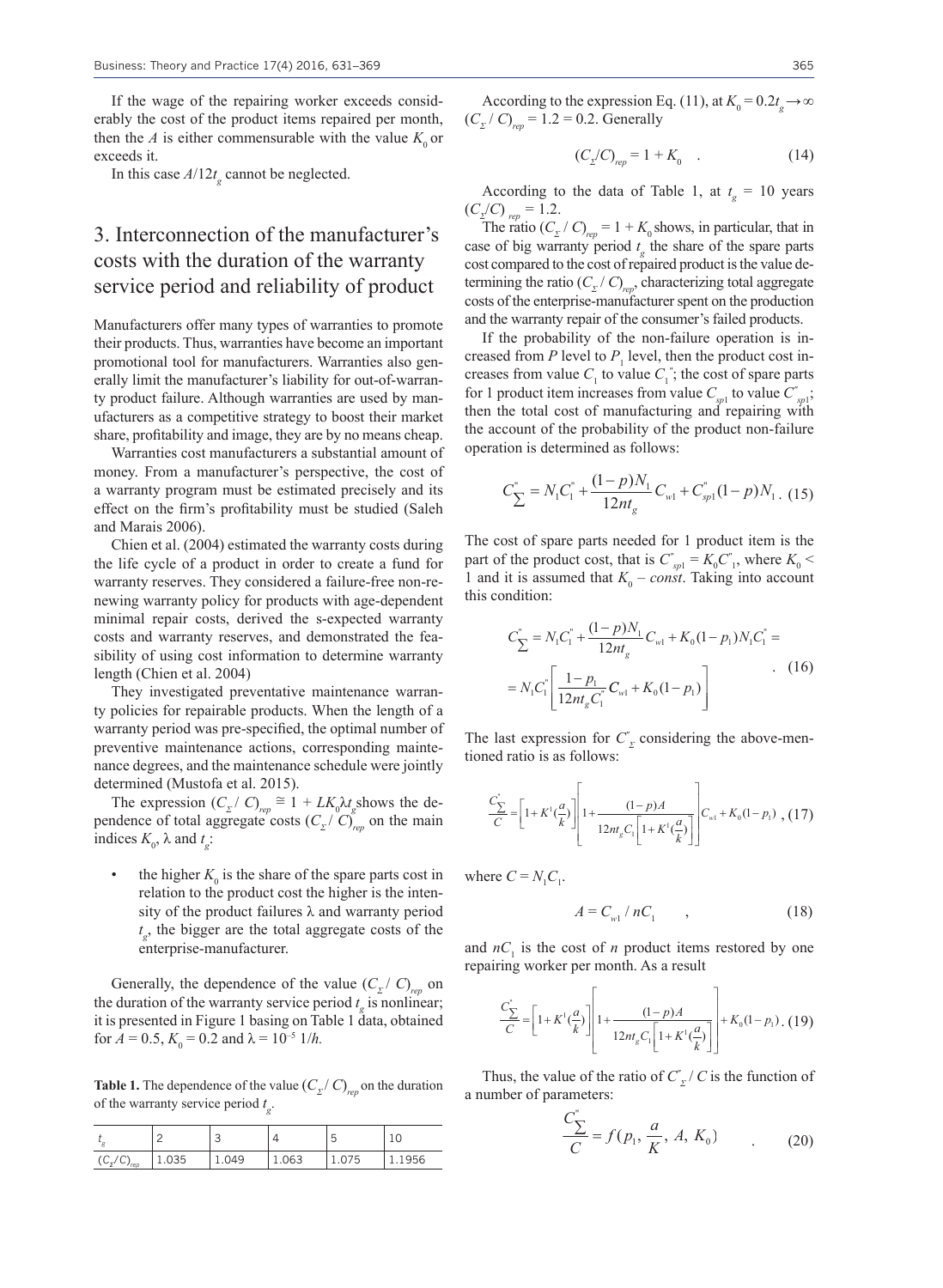If the wage of the repairing worker exceeds considerably the cost of the product items repaired per month, then the $A$ is either commensurable with the value $K_0$ or exceeds it.

In this case $A/12t_g$ cannot be neglected.

## 3. Interconnection of the manufacturer's costs with the duration of the warranty service period and reliability of product

Manufacturers offer many types of warranties to promote their products. Thus, warranties have become an important promotional tool for manufacturers. Warranties also generally limit the manufacturer's liability for out-of-warranty product failure. Although warranties are used by manufacturers as a competitive strategy to boost their market share, profitability and image, they are by no means cheap.

Warranties cost manufacturers a substantial amount of money. From a manufacturer's perspective, the cost of a warranty program must be estimated precisely and its effect on the firm's profitability must be studied (Saleh and Marais 2006).

Chien et al. (2004) estimated the warranty costs during the life cycle of a product in order to create a fund for warranty reserves. They considered a failure-free non-renewing warranty policy for products with age-dependent minimal repair costs, derived the s-expected warranty costs and warranty reserves, and demonstrated the feasibility of using cost information to determine warranty length (Chien et al. 2004)

They investigated preventative maintenance warranty policies for repairable products. When the length of a warranty period was pre-specified, the optimal number of preventive maintenance actions, corresponding maintenance degrees, and the maintenance schedule were jointly determined (Mustofa et al. 2015).

The expression $(C_\Sigma / C)_{rep} \cong 1 + LK_0\lambda t_g$ shows the dependence of total aggregate costs $(C_\Sigma / C)_{rep}$ on the main indices $K_0$, $\lambda$ and $t_g$:

- the higher $K_0$ is the share of the spare parts cost in relation to the product cost the higher is the intensity of the product failures $\lambda$ and warranty period $t_g$, the bigger are the total aggregate costs of the enterprise-manufacturer.

Generally, the dependence of the value $(C_\Sigma / C)_{rep}$ on the duration of the warranty service period $t_g$ is nonlinear; it is presented in Figure 1 basing on Table 1 data, obtained for $A = 0.5$, $K_0 = 0.2$ and $\lambda = 10^{-5}$ 1/$h$.

**Table 1.** The dependence of the value $(C_\Sigma / C)_{rep}$ on the duration of the warranty service period $t_g$.

| $t_g$ | 2 | 3 | 4 | 5 | 10 |
|---|---|---|---|---|---|
| $(C_\Sigma/C)_{rep}$ | 1.035 | 1.049 | 1.063 | 1.075 | 1.1956 |

According to the expression Eq. (11), at $K_0 = 0.2 t_g \to \infty$ $(C_\Sigma / C)_{rep} = 1.2 = 0.2$. Generally

$$(C_\Sigma/C)_{rep} = 1 + K_0 \quad . \tag{14}$$

According to the data of Table 1, at $t_g$ = 10 years $(C_\Sigma/C)_{rep} = 1.2$.

The ratio $(C_\Sigma / C)_{rep} = 1 + K_0$ shows, in particular, that in case of big warranty period $t_g$ the share of the spare parts cost compared to the cost of repaired product is the value determining the ratio $(C_\Sigma / C)_{rep}$, characterizing total aggregate costs of the enterprise-manufacturer spent on the production and the warranty repair of the consumer's failed products.

If the probability of the non-failure operation is increased from $P$ level to $P_1$ level, then the product cost increases from value $C_1$ to value $C_1''$; the cost of spare parts for 1 product item increases from value $C_{sp1}$ to value $C''_{sp1}$; then the total cost of manufacturing and repairing with the account of the probability of the product non-failure operation is determined as follows:

$$C''_\Sigma = N_1 C''_1 + \frac{(1-p)N_1}{12nt_g} C_{w1} + C''_{sp1}(1-p)N_1 \,. \tag{15}$$

The cost of spare parts needed for 1 product item is the part of the product cost, that is $C''_{sp1} = K_0 C''_1$, where $K_0 <$ 1 and it is assumed that $K_0$ – *const*. Taking into account this condition:

$$\begin{aligned} C''_\Sigma &= N_1 C''_1 + \frac{(1-p)N_1}{12nt_g} C_{w1} + K_0(1-p_1)N_1 C''_1 = \\ &= N_1 C''_1 \left[ \frac{1-p_1}{12nt_g C''_1} C_{w1} + K_0(1-p_1) \right] \end{aligned} \,. \tag{16}$$

The last expression for $C''_\Sigma$ considering the above-mentioned ratio is as follows:

$$\frac{C''_\Sigma}{C} = \left[1 + K^1(\frac{a}{k})\right] \left[ 1 + \frac{(1-p)A}{12nt_g C_1 \left[1 + K^1(\frac{a}{k})\right]} \right] C_{w1} + K_0(1-p_1) \,, \tag{17}$$

where $C = N_1 C_1$.

$$A = C_{w1} / nC_1 \quad , \tag{18}$$

and $nC_1$ is the cost of $n$ product items restored by one repairing worker per month. As a result

$$\frac{C''_\Sigma}{C} = \left[1 + K^1(\frac{a}{k})\right] \left[ 1 + \frac{(1-p)A}{12nt_g C_1 \left[1 + K^1(\frac{a}{k})\right]} \right] + K_0(1-p_1) \,. \tag{19}$$

Thus, the value of the ratio of $C''_\Sigma / C$ is the function of a number of parameters:

$$\frac{C''_\Sigma}{C} = f(p_1, \frac{a}{K}, A, K_0) \quad . \tag{20}$$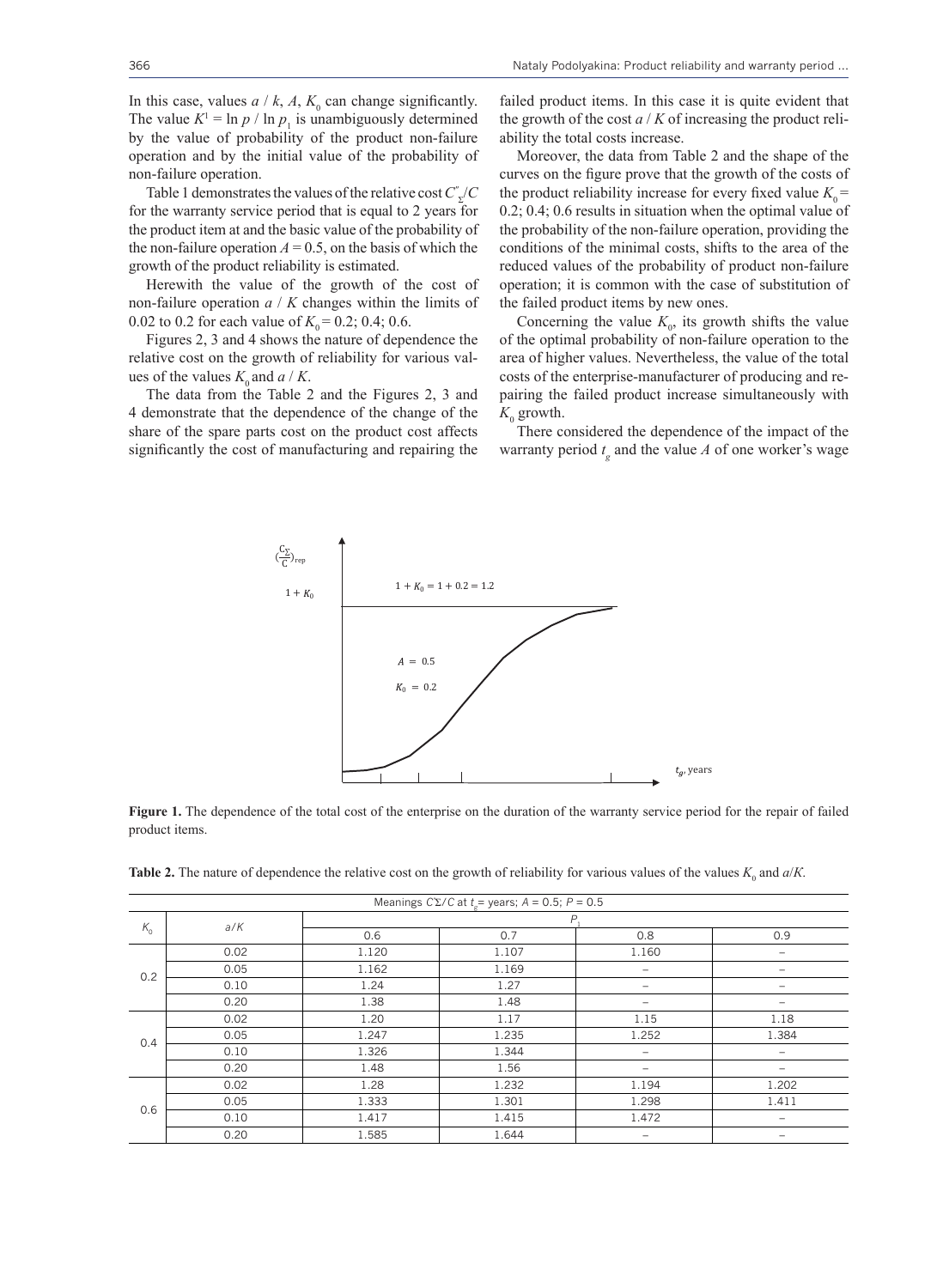In this case, values $a / k$, $A$, $K_0$ can change significantly. The value $K^1 = \ln p / \ln p_1$ is unambiguously determined by the value of probability of the product non-failure operation and by the initial value of the probability of non-failure operation.

Table 1 demonstrates the values of the relative cost $C''_{\Sigma}/C$ for the warranty service period that is equal to 2 years for the product item at and the basic value of the probability of the non-failure operation $A = 0.5$, on the basis of which the growth of the product reliability is estimated.

Herewith the value of the growth of the cost of non-failure operation $a / K$ changes within the limits of 0.02 to 0.2 for each value of $K_0 = 0.2$; 0.4; 0.6.

Figures 2, 3 and 4 shows the nature of dependence the relative cost on the growth of reliability for various values of the values $K_0$ and $a / K$.

The data from the Table 2 and the Figures 2, 3 and 4 demonstrate that the dependence of the change of the share of the spare parts cost on the product cost affects significantly the cost of manufacturing and repairing the failed product items. In this case it is quite evident that the growth of the cost $a / K$ of increasing the product reliability the total costs increase.

Moreover, the data from Table 2 and the shape of the curves on the figure prove that the growth of the costs of the product reliability increase for every fixed value $K_0 = 0.2$; 0.4; 0.6 results in situation when the optimal value of the probability of the non-failure operation, providing the conditions of the minimal costs, shifts to the area of the reduced values of the probability of product non-failure operation; it is common with the case of substitution of the failed product items by new ones.

Concerning the value $K_0$, its growth shifts the value of the optimal probability of non-failure operation to the area of higher values. Nevertheless, the value of the total costs of the enterprise-manufacturer of producing and repairing the failed product increase simultaneously with $K_0$ growth.

There considered the dependence of the impact of the warranty period $t_g$ and the value $A$ of one worker's wage

**Figure 1.** The dependence of the total cost of the enterprise on the duration of the warranty service period for the repair of failed product items.

**Table 2.** The nature of dependence the relative cost on the growth of reliability for various values of the values $K_0$ and $a/K$.

| Meanings $C\Sigma/C$ at $t_g$= years; $A = 0.5$; $P = 0.5$ | | | | | |
|---|---|---|---|---|---|
| $K_0$ | $a/K$ | $P_1$ | | | |
| | | 0.6 | 0.7 | 0.8 | 0.9 |
| 0.2 | 0.02 | 1.120 | 1.107 | 1.160 | – |
| | 0.05 | 1.162 | 1.169 | – | – |
| | 0.10 | 1.24 | 1.27 | – | – |
| | 0.20 | 1.38 | 1.48 | – | – |
| 0.4 | 0.02 | 1.20 | 1.17 | 1.15 | 1.18 |
| | 0.05 | 1.247 | 1.235 | 1.252 | 1.384 |
| | 0.10 | 1.326 | 1.344 | – | – |
| | 0.20 | 1.48 | 1.56 | – | – |
| 0.6 | 0.02 | 1.28 | 1.232 | 1.194 | 1.202 |
| | 0.05 | 1.333 | 1.301 | 1.298 | 1.411 |
| | 0.10 | 1.417 | 1.415 | 1.472 | – |
| | 0.20 | 1.585 | 1.644 | – | – |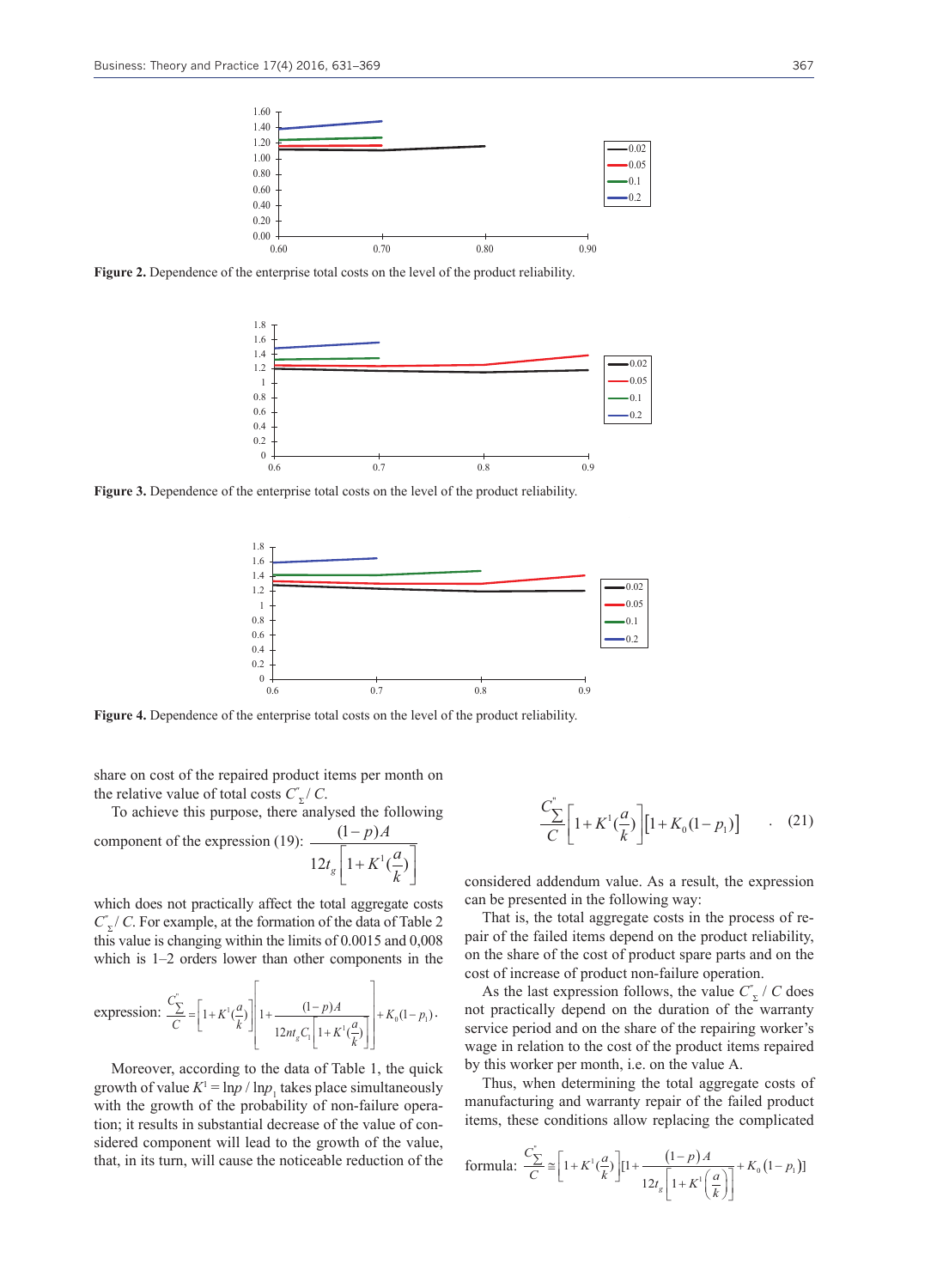Figure 2. Dependence of the enterprise total costs on the level of the product reliability.

Figure 3. Dependence of the enterprise total costs on the level of the product reliability.

Figure 4. Dependence of the enterprise total costs on the level of the product reliability.

share on cost of the repaired product items per month on the relative value of total costs $C''_{\Sigma} / C$.

To achieve this purpose, there analysed the following component of the expression (19): $\dfrac{(1-p)A}{12t_g\left[1+K^1(\frac{a}{k})\right]}$

which does not practically affect the total aggregate costs $C''_{\Sigma} / C$. For example, at the formation of the data of Table 2 this value is changing within the limits of 0.0015 and 0,008 which is 1–2 orders lower than other components in the expression: $\dfrac{C''_{\Sigma}}{C} = \left[1+K^1(\frac{a}{k})\right]\left[1+\dfrac{(1-p)A}{12nt_gC_1\left[1+K^1(\frac{a}{k})\right]}\right]+K_0(1-p_1)$.

Moreover, according to the data of Table 1, the quick growth of value $K^1 = \ln p / \ln p_1$ takes place simultaneously with the growth of the probability of non-failure operation; it results in substantial decrease of the value of considered component will lead to the growth of the value, that, in its turn, will cause the noticeable reduction of the considered addendum value. As a result, the expression can be presented in the following way:

$$\frac{C''_{\Sigma}}{C}\left[1+K^1(\frac{a}{k})\right]\left[1+K_0(1-p_1)\right] \quad . \quad (21)$$

That is, the total aggregate costs in the process of repair of the failed items depend on the product reliability, on the share of the cost of product spare parts and on the cost of increase of product non-failure operation.

As the last expression follows, the value $C''_{\Sigma} / C$ does not practically depend on the duration of the warranty service period and on the share of the repairing worker's wage in relation to the cost of the product items repaired by this worker per month, i.e. on the value A.

Thus, when determining the total aggregate costs of manufacturing and warranty repair of the failed product items, these conditions allow replacing the complicated formula: $\dfrac{C''_{\Sigma}}{C} \cong \left[1+K^1(\frac{a}{k})\right][1+\dfrac{(1-p)A}{12t_g\left[1+K^1\left(\frac{a}{k}\right)\right]}+K_0(1-p_1)]$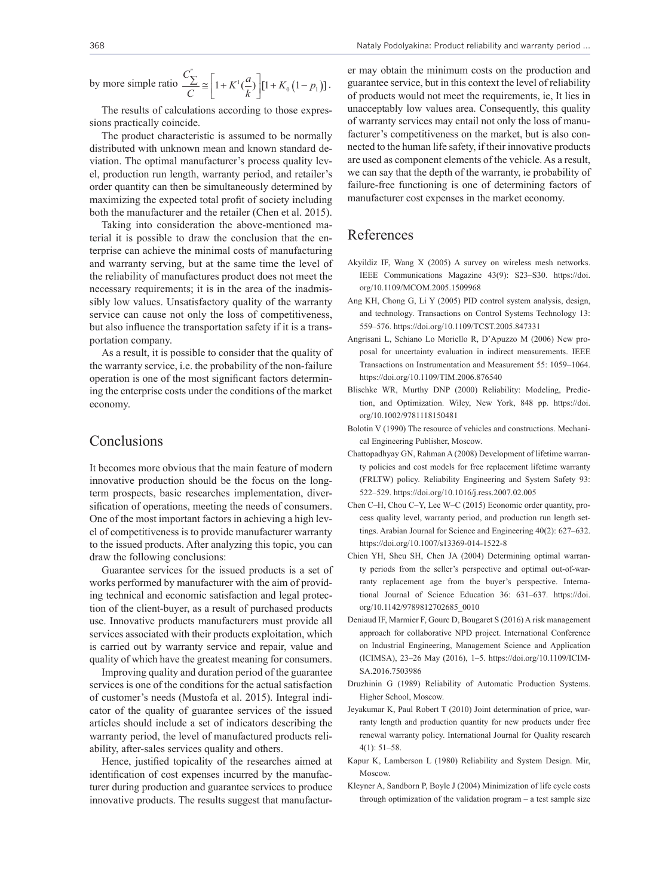by more simple ratio $\frac{C_{\sum}^{*}}{C} \cong \left[1 + K^{1}(\frac{a}{k})\right][1 + K_{0}(1 - p_{1})]$.

The results of calculations according to those expressions practically coincide.

The product characteristic is assumed to be normally distributed with unknown mean and known standard deviation. The optimal manufacturer's process quality level, production run length, warranty period, and retailer's order quantity can then be simultaneously determined by maximizing the expected total profit of society including both the manufacturer and the retailer (Chen et al. 2015).

Taking into consideration the above-mentioned material it is possible to draw the conclusion that the enterprise can achieve the minimal costs of manufacturing and warranty serving, but at the same time the level of the reliability of manufactures product does not meet the necessary requirements; it is in the area of the inadmissibly low values. Unsatisfactory quality of the warranty service can cause not only the loss of competitiveness, but also influence the transportation safety if it is a transportation company.

As a result, it is possible to consider that the quality of the warranty service, i.e. the probability of the non-failure operation is one of the most significant factors determining the enterprise costs under the conditions of the market economy.

## Conclusions

It becomes more obvious that the main feature of modern innovative production should be the focus on the long-term prospects, basic researches implementation, diversification of operations, meeting the needs of consumers. One of the most important factors in achieving a high level of competitiveness is to provide manufacturer warranty to the issued products. After analyzing this topic, you can draw the following conclusions:

Guarantee services for the issued products is a set of works performed by manufacturer with the aim of providing technical and economic satisfaction and legal protection of the client-buyer, as a result of purchased products use. Innovative products manufacturers must provide all services associated with their products exploitation, which is carried out by warranty service and repair, value and quality of which have the greatest meaning for consumers.

Improving quality and duration period of the guarantee services is one of the conditions for the actual satisfaction of customer's needs (Mustofa et al. 2015). Integral indicator of the quality of guarantee services of the issued articles should include a set of indicators describing the warranty period, the level of manufactured products reliability, after-sales services quality and others.

Hence, justified topicality of the researches aimed at identification of cost expenses incurred by the manufacturer during production and guarantee services to produce innovative products. The results suggest that manufacturer may obtain the minimum costs on the production and guarantee service, but in this context the level of reliability of products would not meet the requirements, ie, It lies in unacceptably low values area. Consequently, this quality of warranty services may entail not only the loss of manufacturer's competitiveness on the market, but is also connected to the human life safety, if their innovative products are used as component elements of the vehicle. As a result, we can say that the depth of the warranty, ie probability of failure-free functioning is one of determining factors of manufacturer cost expenses in the market economy.

## References

Akyildiz IF, Wang X (2005) A survey on wireless mesh networks. IEEE Communications Magazine 43(9): S23–S30. https://doi.org/10.1109/MCOM.2005.1509968

Ang KH, Chong G, Li Y (2005) PID control system analysis, design, and technology. Transactions on Control Systems Technology 13: 559–576. https://doi.org/10.1109/TCST.2005.847331

Angrisani L, Schiano Lo Moriello R, D'Apuzzo M (2006) New proposal for uncertainty evaluation in indirect measurements. IEEE Transactions on Instrumentation and Measurement 55: 1059–1064. https://doi.org/10.1109/TIM.2006.876540

Blischke WR, Murthy DNP (2000) Reliability: Modeling, Prediction, and Optimization. Wiley, New York, 848 pp. https://doi.org/10.1002/9781118150481

Bolotin V (1990) The resource of vehicles and constructions. Mechanical Engineering Publisher, Moscow.

Chattopadhyay GN, Rahman A (2008) Development of lifetime warranty policies and cost models for free replacement lifetime warranty (FRLTW) policy. Reliability Engineering and System Safety 93: 522–529. https://doi.org/10.1016/j.ress.2007.02.005

Chen C–H, Chou C–Y, Lee W–C (2015) Economic order quantity, process quality level, warranty period, and production run length settings. Arabian Journal for Science and Engineering 40(2): 627–632. https://doi.org/10.1007/s13369-014-1522-8

Chien YH, Sheu SH, Chen JA (2004) Determining optimal warranty periods from the seller's perspective and optimal out-of-warranty replacement age from the buyer's perspective. International Journal of Science Education 36: 631–637. https://doi.org/10.1142/9789812702685_0010

Deniaud IF, Marmier F, Gourc D, Bougaret S (2016) A risk management approach for collaborative NPD project. International Conference on Industrial Engineering, Management Science and Application (ICIMSA), 23–26 May (2016), 1–5. https://doi.org/10.1109/ICIMSA.2016.7503986

Druzhinin G (1989) Reliability of Automatic Production Systems. Higher School, Moscow.

Jeyakumar K, Paul Robert T (2010) Joint determination of price, warranty length and production quantity for new products under free renewal warranty policy. International Journal for Quality research 4(1): 51–58.

Kapur K, Lamberson L (1980) Reliability and System Design. Mir, Moscow.

Kleyner A, Sandborn P, Boyle J (2004) Minimization of life cycle costs through optimization of the validation program – a test sample size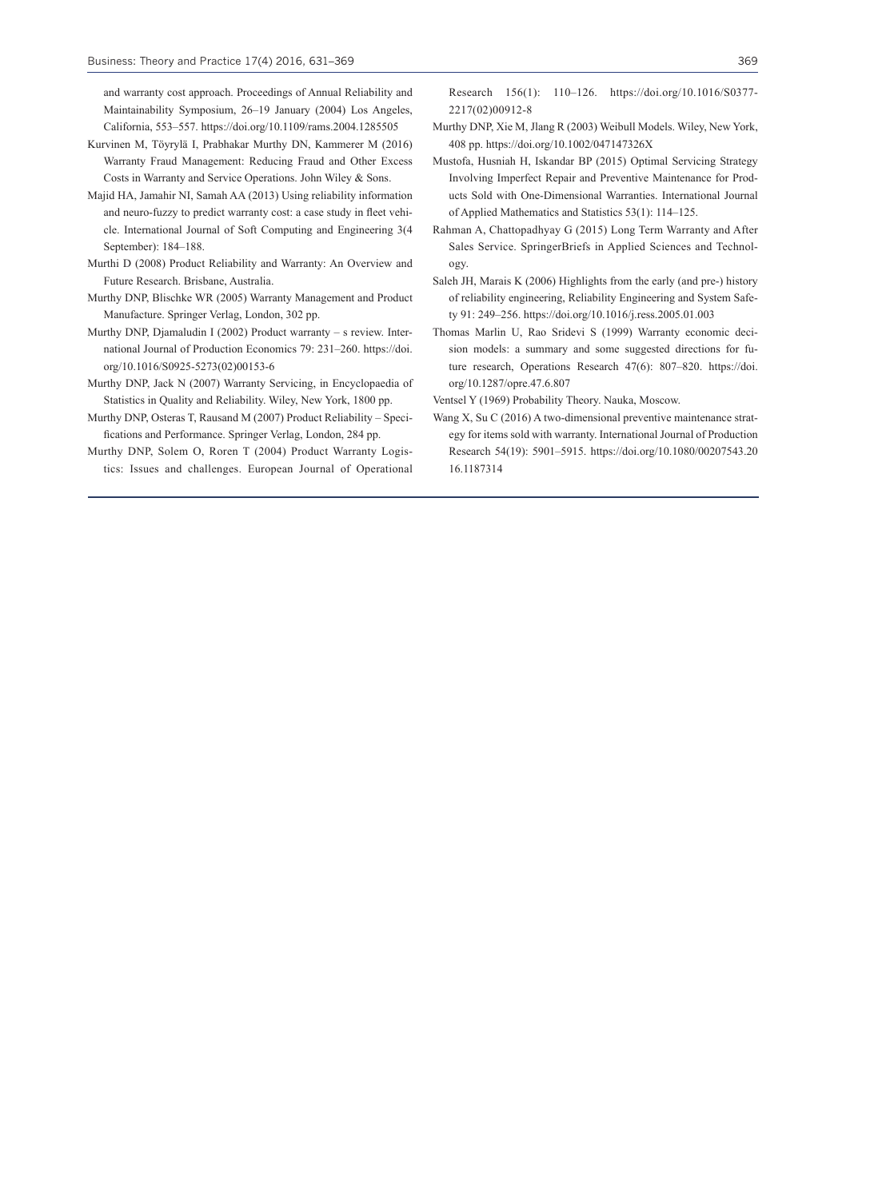and warranty cost approach. Proceedings of Annual Reliability and Maintainability Symposium, 26–19 January (2004) Los Angeles, California, 553–557. https://doi.org/10.1109/rams.2004.1285505

Kurvinen M, Töyrylä I, Prabhakar Murthy DN, Kammerer M (2016) Warranty Fraud Management: Reducing Fraud and Other Excess Costs in Warranty and Service Operations. John Wiley & Sons.

Majid HA, Jamahir NI, Samah AA (2013) Using reliability information and neuro-fuzzy to predict warranty cost: a case study in fleet vehicle. International Journal of Soft Computing and Engineering 3(4 September): 184–188.

Murthi D (2008) Product Reliability and Warranty: An Overview and Future Research. Brisbane, Australia.

Murthy DNP, Blischke WR (2005) Warranty Management and Product Manufacture. Springer Verlag, London, 302 pp.

Murthy DNP, Djamaludin I (2002) Product warranty – s review. International Journal of Production Economics 79: 231–260. https://doi.org/10.1016/S0925-5273(02)00153-6

Murthy DNP, Jack N (2007) Warranty Servicing, in Encyclopaedia of Statistics in Quality and Reliability. Wiley, New York, 1800 pp.

Murthy DNP, Osteras T, Rausand M (2007) Product Reliability – Specifications and Performance. Springer Verlag, London, 284 pp.

Murthy DNP, Solem O, Roren T (2004) Product Warranty Logistics: Issues and challenges. European Journal of Operational Research 156(1): 110–126. https://doi.org/10.1016/S0377-2217(02)00912-8

Murthy DNP, Xie M, Jlang R (2003) Weibull Models. Wiley, New York, 408 pp. https://doi.org/10.1002/047147326X

Mustofa, Husniah H, Iskandar BP (2015) Optimal Servicing Strategy Involving Imperfect Repair and Preventive Maintenance for Products Sold with One-Dimensional Warranties. International Journal of Applied Mathematics and Statistics 53(1): 114–125.

Rahman A, Chattopadhyay G (2015) Long Term Warranty and After Sales Service. SpringerBriefs in Applied Sciences and Technology.

Saleh JH, Marais K (2006) Highlights from the early (and pre-) history of reliability engineering, Reliability Engineering and System Safety 91: 249–256. https://doi.org/10.1016/j.ress.2005.01.003

Thomas Marlin U, Rao Sridevi S (1999) Warranty economic decision models: a summary and some suggested directions for future research, Operations Research 47(6): 807–820. https://doi.org/10.1287/opre.47.6.807

Ventsel Y (1969) Probability Theory. Nauka, Moscow.

Wang X, Su C (2016) A two-dimensional preventive maintenance strategy for items sold with warranty. International Journal of Production Research 54(19): 5901–5915. https://doi.org/10.1080/00207543.2016.1187314